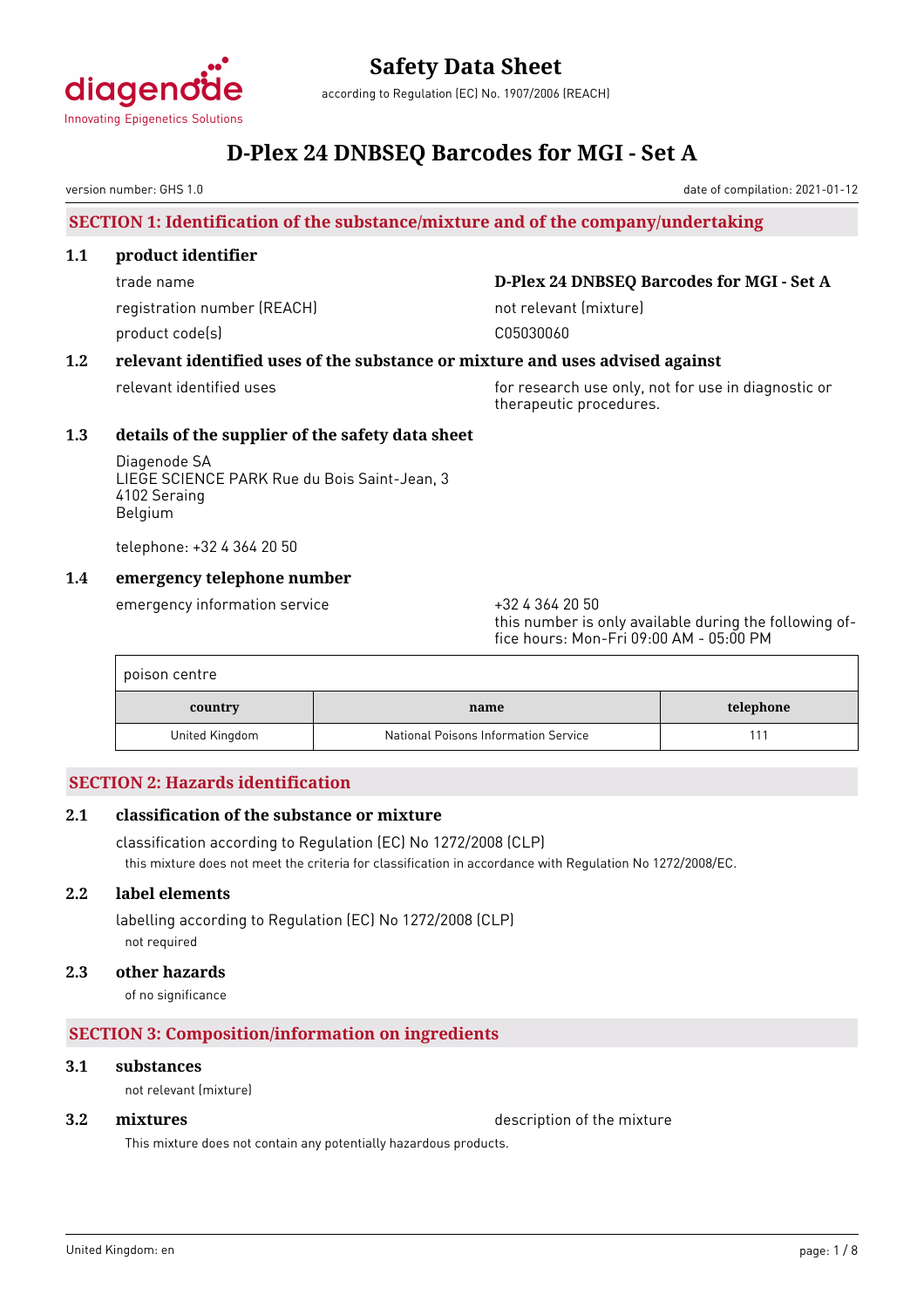# Safety Data Sheet

according to Regulation (EC) No. 1907/2006 (REACH)

# D-Plex 24 DNBSEQ Barcodes for MGI - Set A

version number: GHS 1.0 date of compilation: 2021-01-12

## SECTION 1: Identification of the substance/mixture and of the company/undertaking

### 1.1 product identifier

trade name: **D-Plex 24 DNBSEQ Barcodes for MGI - Set A**

registration number (REACH): not relevant (mixture)

product code(s): C05030060

### 1.2 relevant identified uses of the substance or mixture and uses advised against

relevant identified uses: for research use only, not for use in diagnostic or therapeutic procedures.

### 1.3 details of the supplier of the safety data sheet

Diagenode SA
LIEGE SCIENCE PARK Rue du Bois Saint-Jean, 3
4102 Seraing
Belgium

telephone: +32 4 364 20 50

### 1.4 emergency telephone number

emergency information service: +32 4 364 20 50
this number is only available during the following office hours: Mon-Fri 09:00 AM - 05:00 PM

poison centre

| country | name | telephone |
|---|---|---|
| United Kingdom | National Poisons Information Service | 111 |

## SECTION 2: Hazards identification

### 2.1 classification of the substance or mixture

classification according to Regulation (EC) No 1272/2008 (CLP)

this mixture does not meet the criteria for classification in accordance with Regulation No 1272/2008/EC.

### 2.2 label elements

labelling according to Regulation (EC) No 1272/2008 (CLP)

not required

### 2.3 other hazards

of no significance

## SECTION 3: Composition/information on ingredients

### 3.1 substances

not relevant (mixture)

### 3.2 mixtures

description of the mixture

This mixture does not contain any potentially hazardous products.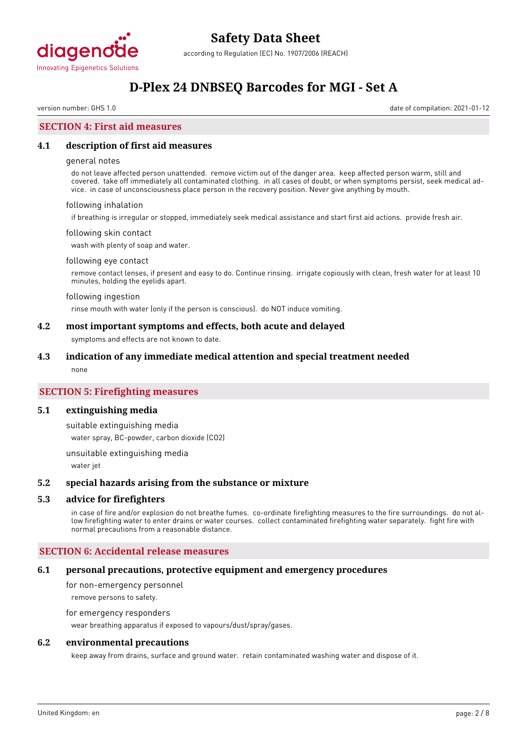## SECTION 4: First aid measures

### 4.1 description of first aid measures

general notes

do not leave affected person unattended. remove victim out of the danger area. keep affected person warm, still and covered. take off immediately all contaminated clothing. in all cases of doubt, or when symptoms persist, seek medical advice. in case of unconsciousness place person in the recovery position. Never give anything by mouth.

following inhalation

if breathing is irregular or stopped, immediately seek medical assistance and start first aid actions. provide fresh air.

following skin contact

wash with plenty of soap and water.

following eye contact

remove contact lenses, if present and easy to do. Continue rinsing. irrigate copiously with clean, fresh water for at least 10 minutes, holding the eyelids apart.

following ingestion

rinse mouth with water (only if the person is conscious). do NOT induce vomiting.

### 4.2 most important symptoms and effects, both acute and delayed

symptoms and effects are not known to date.

### 4.3 indication of any immediate medical attention and special treatment needed

none

## SECTION 5: Firefighting measures

### 5.1 extinguishing media

suitable extinguishing media

water spray, BC-powder, carbon dioxide ($CO_2$)

unsuitable extinguishing media

water jet

### 5.2 special hazards arising from the substance or mixture

### 5.3 advice for firefighters

in case of fire and/or explosion do not breathe fumes. co-ordinate firefighting measures to the fire surroundings. do not allow firefighting water to enter drains or water courses. collect contaminated firefighting water separately. fight fire with normal precautions from a reasonable distance.

## SECTION 6: Accidental release measures

### 6.1 personal precautions, protective equipment and emergency procedures

for non-emergency personnel

remove persons to safety.

for emergency responders

wear breathing apparatus if exposed to vapours/dust/spray/gases.

### 6.2 environmental precautions

keep away from drains, surface and ground water. retain contaminated washing water and dispose of it.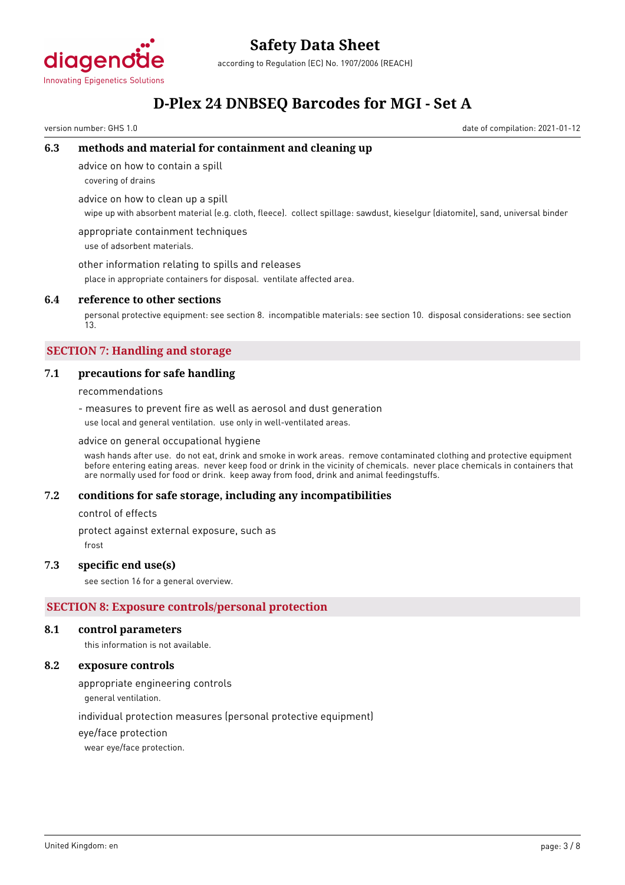### 6.3 methods and material for containment and cleaning up

advice on how to contain a spill

covering of drains

advice on how to clean up a spill

wipe up with absorbent material (e.g. cloth, fleece). collect spillage: sawdust, kieselgur (diatomite), sand, universal binder

appropriate containment techniques

use of adsorbent materials.

other information relating to spills and releases

place in appropriate containers for disposal. ventilate affected area.

### 6.4 reference to other sections

personal protective equipment: see section 8. incompatible materials: see section 10. disposal considerations: see section 13.

## SECTION 7: Handling and storage

### 7.1 precautions for safe handling

recommendations

- measures to prevent fire as well as aerosol and dust generation

use local and general ventilation. use only in well-ventilated areas.

advice on general occupational hygiene

wash hands after use. do not eat, drink and smoke in work areas. remove contaminated clothing and protective equipment before entering eating areas. never keep food or drink in the vicinity of chemicals. never place chemicals in containers that are normally used for food or drink. keep away from food, drink and animal feedingstuffs.

### 7.2 conditions for safe storage, including any incompatibilities

control of effects

protect against external exposure, such as

frost

### 7.3 specific end use(s)

see section 16 for a general overview.

## SECTION 8: Exposure controls/personal protection

### 8.1 control parameters

this information is not available.

### 8.2 exposure controls

appropriate engineering controls

general ventilation.

individual protection measures (personal protective equipment)

eye/face protection

wear eye/face protection.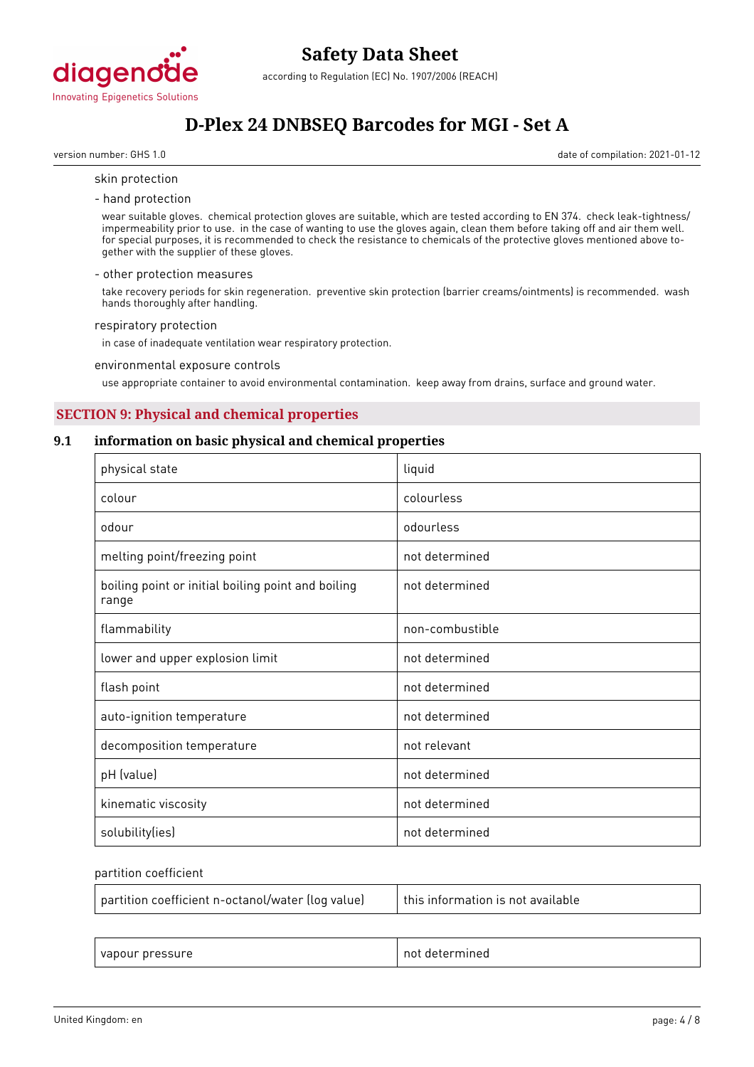skin protection

- hand protection

wear suitable gloves. chemical protection gloves are suitable, which are tested according to EN 374. check leak-tightness/ impermeability prior to use. in the case of wanting to use the gloves again, clean them before taking off and air them well. for special purposes, it is recommended to check the resistance to chemicals of the protective gloves mentioned above together with the supplier of these gloves.

- other protection measures

take recovery periods for skin regeneration. preventive skin protection (barrier creams/ointments) is recommended. wash hands thoroughly after handling.

respiratory protection

in case of inadequate ventilation wear respiratory protection.

environmental exposure controls

use appropriate container to avoid environmental contamination. keep away from drains, surface and ground water.

## SECTION 9: Physical and chemical properties

### 9.1 information on basic physical and chemical properties

| | |
|---|---|
| physical state | liquid |
| colour | colourless |
| odour | odourless |
| melting point/freezing point | not determined |
| boiling point or initial boiling point and boiling range | not determined |
| flammability | non-combustible |
| lower and upper explosion limit | not determined |
| flash point | not determined |
| auto-ignition temperature | not determined |
| decomposition temperature | not relevant |
| pH (value) | not determined |
| kinematic viscosity | not determined |
| solubility(ies) | not determined |

partition coefficient

| | |
|---|---|
| partition coefficient n-octanol/water (log value) | this information is not available |

| | |
|---|---|
| vapour pressure | not determined |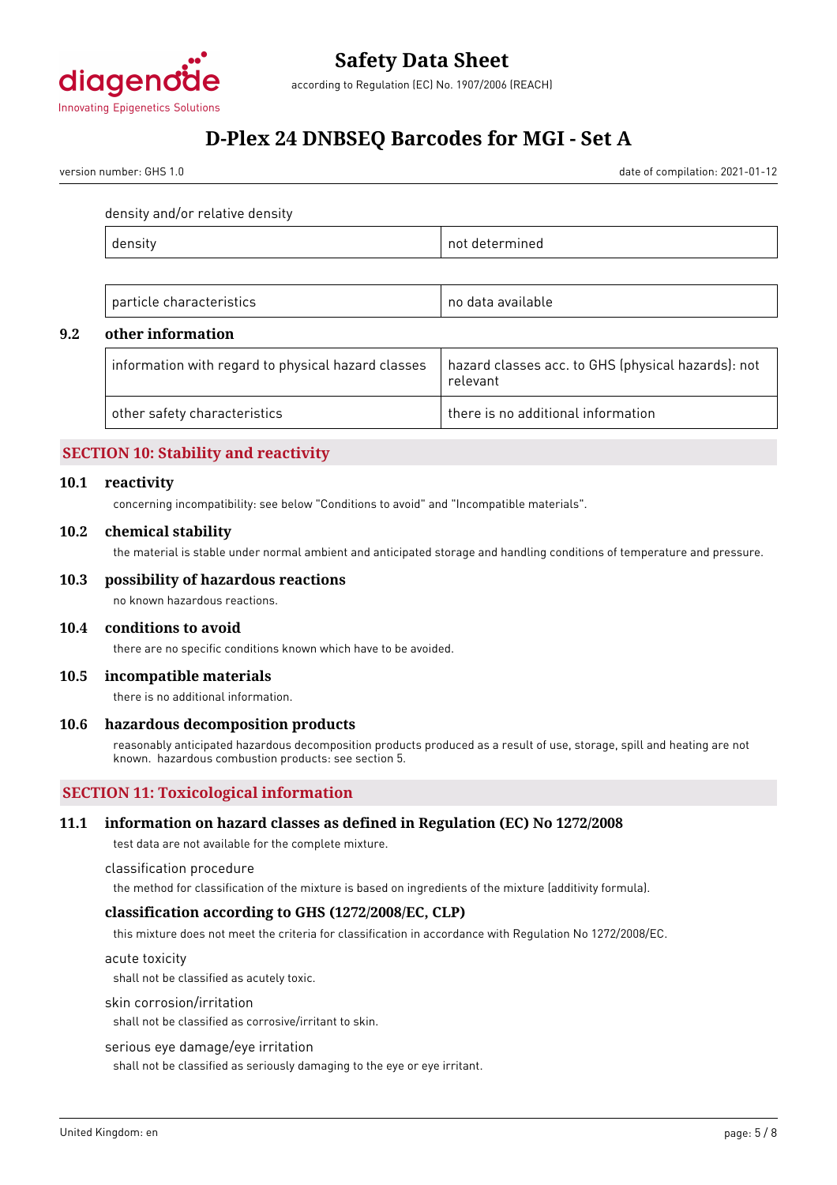density and/or relative density

| density | not determined |
|---|---|

| particle characteristics | no data available |
|---|---|

### 9.2 other information

| information with regard to physical hazard classes | hazard classes acc. to GHS (physical hazards): not relevant |
|---|---|
| other safety characteristics | there is no additional information |

## SECTION 10: Stability and reactivity

### 10.1 reactivity

concerning incompatibility: see below "Conditions to avoid" and "Incompatible materials".

### 10.2 chemical stability

the material is stable under normal ambient and anticipated storage and handling conditions of temperature and pressure.

### 10.3 possibility of hazardous reactions

no known hazardous reactions.

### 10.4 conditions to avoid

there are no specific conditions known which have to be avoided.

### 10.5 incompatible materials

there is no additional information.

### 10.6 hazardous decomposition products

reasonably anticipated hazardous decomposition products produced as a result of use, storage, spill and heating are not known. hazardous combustion products: see section 5.

## SECTION 11: Toxicological information

### 11.1 information on hazard classes as defined in Regulation (EC) No 1272/2008

test data are not available for the complete mixture.

classification procedure

the method for classification of the mixture is based on ingredients of the mixture (additivity formula).

#### classification according to GHS (1272/2008/EC, CLP)

this mixture does not meet the criteria for classification in accordance with Regulation No 1272/2008/EC.

acute toxicity

shall not be classified as acutely toxic.

skin corrosion/irritation

shall not be classified as corrosive/irritant to skin.

serious eye damage/eye irritation

shall not be classified as seriously damaging to the eye or eye irritant.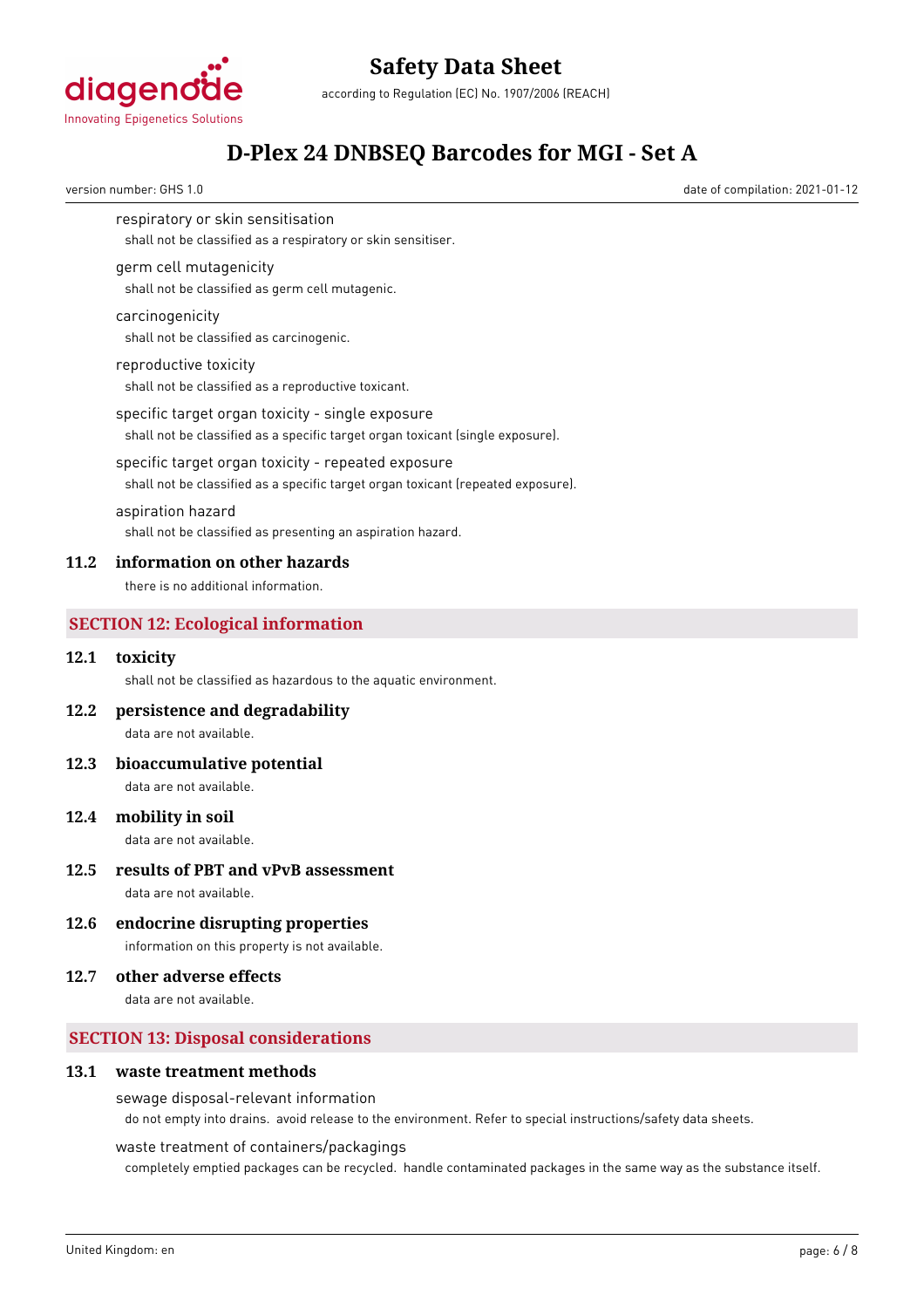respiratory or skin sensitisation

shall not be classified as a respiratory or skin sensitiser.

germ cell mutagenicity

shall not be classified as germ cell mutagenic.

carcinogenicity

shall not be classified as carcinogenic.

reproductive toxicity

shall not be classified as a reproductive toxicant.

specific target organ toxicity - single exposure

shall not be classified as a specific target organ toxicant (single exposure).

specific target organ toxicity - repeated exposure

shall not be classified as a specific target organ toxicant (repeated exposure).

aspiration hazard

shall not be classified as presenting an aspiration hazard.

### 11.2 information on other hazards

there is no additional information.

## SECTION 12: Ecological information

### 12.1 toxicity

shall not be classified as hazardous to the aquatic environment.

### 12.2 persistence and degradability

data are not available.

### 12.3 bioaccumulative potential

data are not available.

### 12.4 mobility in soil

data are not available.

### 12.5 results of PBT and vPvB assessment

data are not available.

### 12.6 endocrine disrupting properties

information on this property is not available.

### 12.7 other adverse effects

data are not available.

## SECTION 13: Disposal considerations

### 13.1 waste treatment methods

sewage disposal-relevant information

do not empty into drains. avoid release to the environment. Refer to special instructions/safety data sheets.

waste treatment of containers/packagings

completely emptied packages can be recycled. handle contaminated packages in the same way as the substance itself.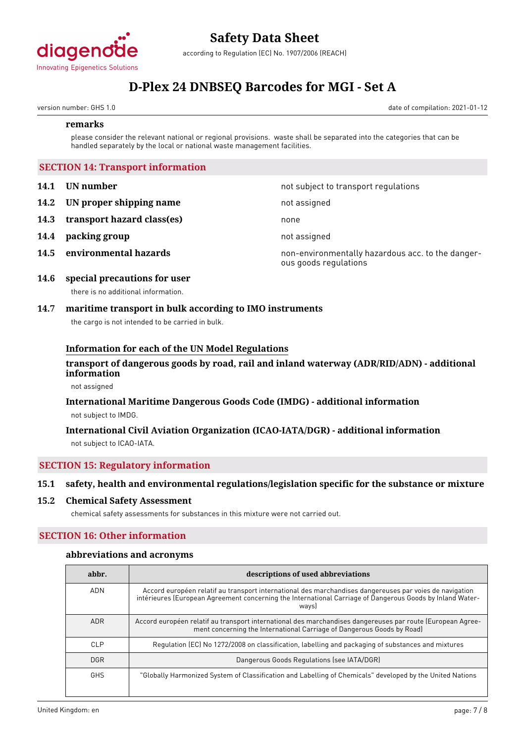### remarks

please consider the relevant national or regional provisions. waste shall be separated into the categories that can be handled separately by the local or national waste management facilities.

## SECTION 14: Transport information

**14.1 UN number** — not subject to transport regulations

**14.2 UN proper shipping name** — not assigned

**14.3 transport hazard class(es)** — none

**14.4 packing group** — not assigned

**14.5 environmental hazards** — non-environmentally hazardous acc. to the dangerous goods regulations

### 14.6 special precautions for user

there is no additional information.

### 14.7 maritime transport in bulk according to IMO instruments

the cargo is not intended to be carried in bulk.

### Information for each of the UN Model Regulations

#### transport of dangerous goods by road, rail and inland waterway (ADR/RID/ADN) - additional information

not assigned

#### International Maritime Dangerous Goods Code (IMDG) - additional information

not subject to IMDG.

#### International Civil Aviation Organization (ICAO-IATA/DGR) - additional information

not subject to ICAO-IATA.

## SECTION 15: Regulatory information

### 15.1 safety, health and environmental regulations/legislation specific for the substance or mixture

### 15.2 Chemical Safety Assessment

chemical safety assessments for substances in this mixture were not carried out.

## SECTION 16: Other information

### abbreviations and acronyms

| abbr. | descriptions of used abbreviations |
|---|---|
| ADN | Accord européen relatif au transport international des marchandises dangereuses par voies de navigation intérieures (European Agreement concerning the International Carriage of Dangerous Goods by Inland Waterways) |
| ADR | Accord européen relatif au transport international des marchandises dangereuses par route (European Agreement concerning the International Carriage of Dangerous Goods by Road) |
| CLP | Regulation (EC) No 1272/2008 on classification, labelling and packaging of substances and mixtures |
| DGR | Dangerous Goods Regulations (see IATA/DGR) |
| GHS | "Globally Harmonized System of Classification and Labelling of Chemicals" developed by the United Nations |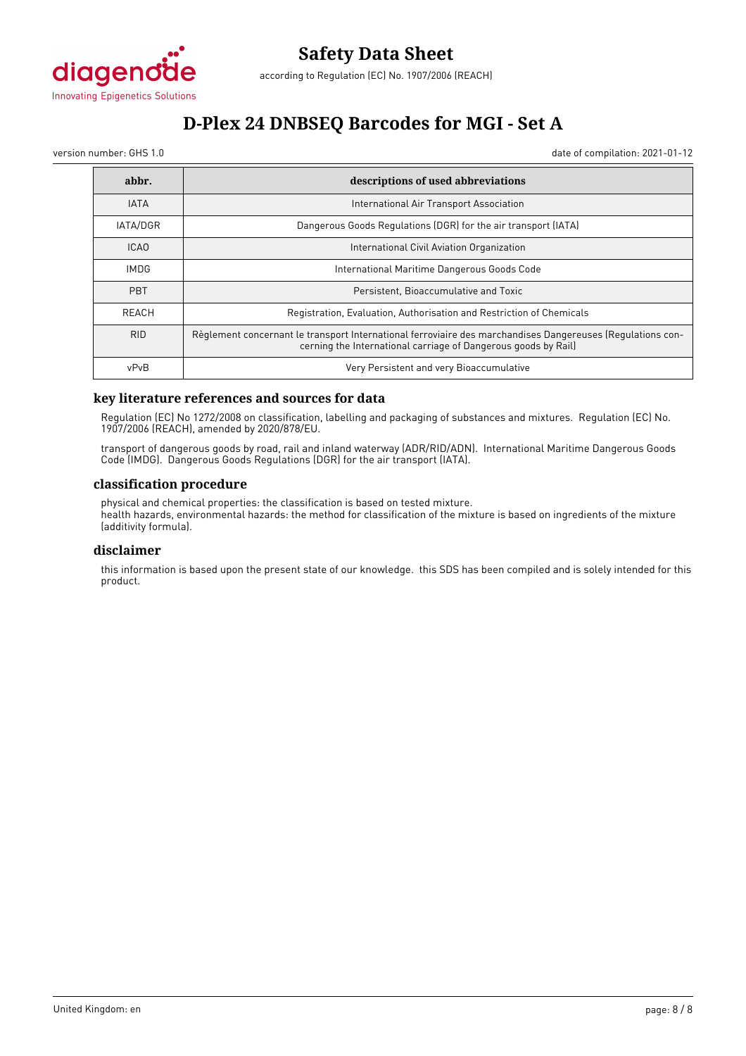| abbr. | descriptions of used abbreviations |
|---|---|
| IATA | International Air Transport Association |
| IATA/DGR | Dangerous Goods Regulations (DGR) for the air transport (IATA) |
| ICAO | International Civil Aviation Organization |
| IMDG | International Maritime Dangerous Goods Code |
| PBT | Persistent, Bioaccumulative and Toxic |
| REACH | Registration, Evaluation, Authorisation and Restriction of Chemicals |
| RID | Règlement concernant le transport International ferroviaire des marchandises Dangereuses (Regulations concerning the International carriage of Dangerous goods by Rail) |
| vPvB | Very Persistent and very Bioaccumulative |

### key literature references and sources for data

Regulation (EC) No 1272/2008 on classification, labelling and packaging of substances and mixtures. Regulation (EC) No. 1907/2006 (REACH), amended by 2020/878/EU.

transport of dangerous goods by road, rail and inland waterway (ADR/RID/ADN). International Maritime Dangerous Goods Code (IMDG). Dangerous Goods Regulations (DGR) for the air transport (IATA).

### classification procedure

physical and chemical properties: the classification is based on tested mixture.
health hazards, environmental hazards: the method for classification of the mixture is based on ingredients of the mixture (additivity formula).

### disclaimer

this information is based upon the present state of our knowledge. this SDS has been compiled and is solely intended for this product.